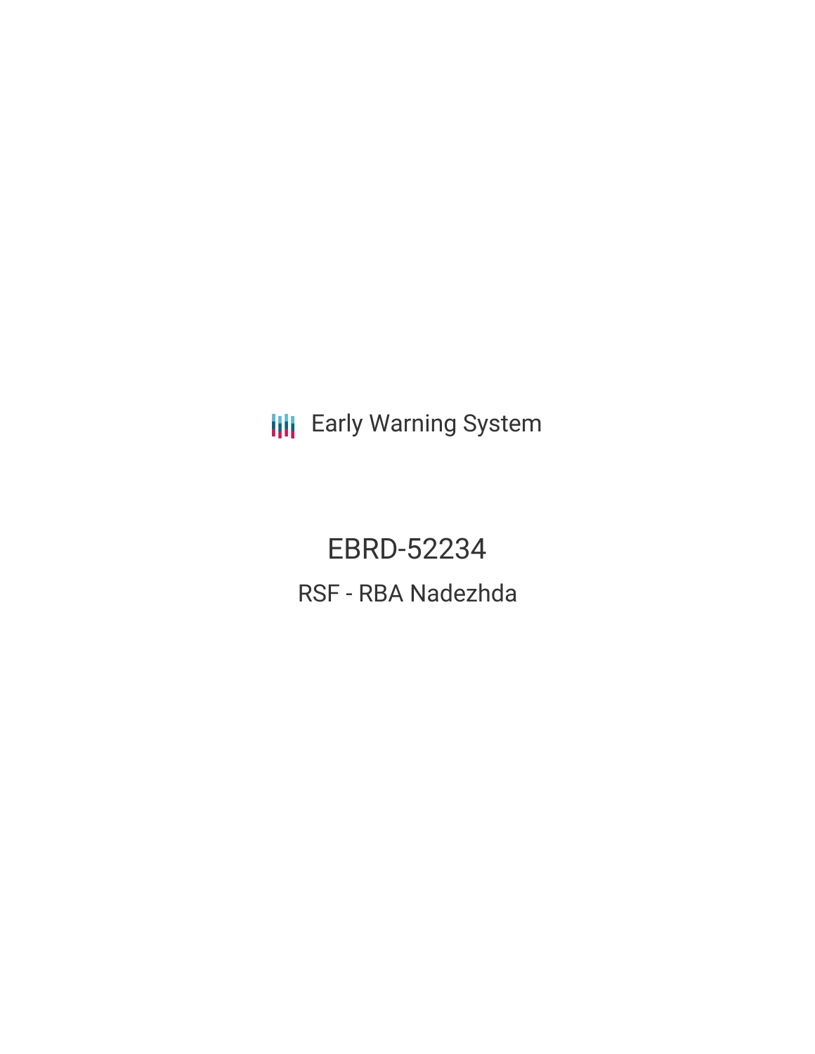Early Warning System

# EBRD-52234

## RSF - RBA Nadezhda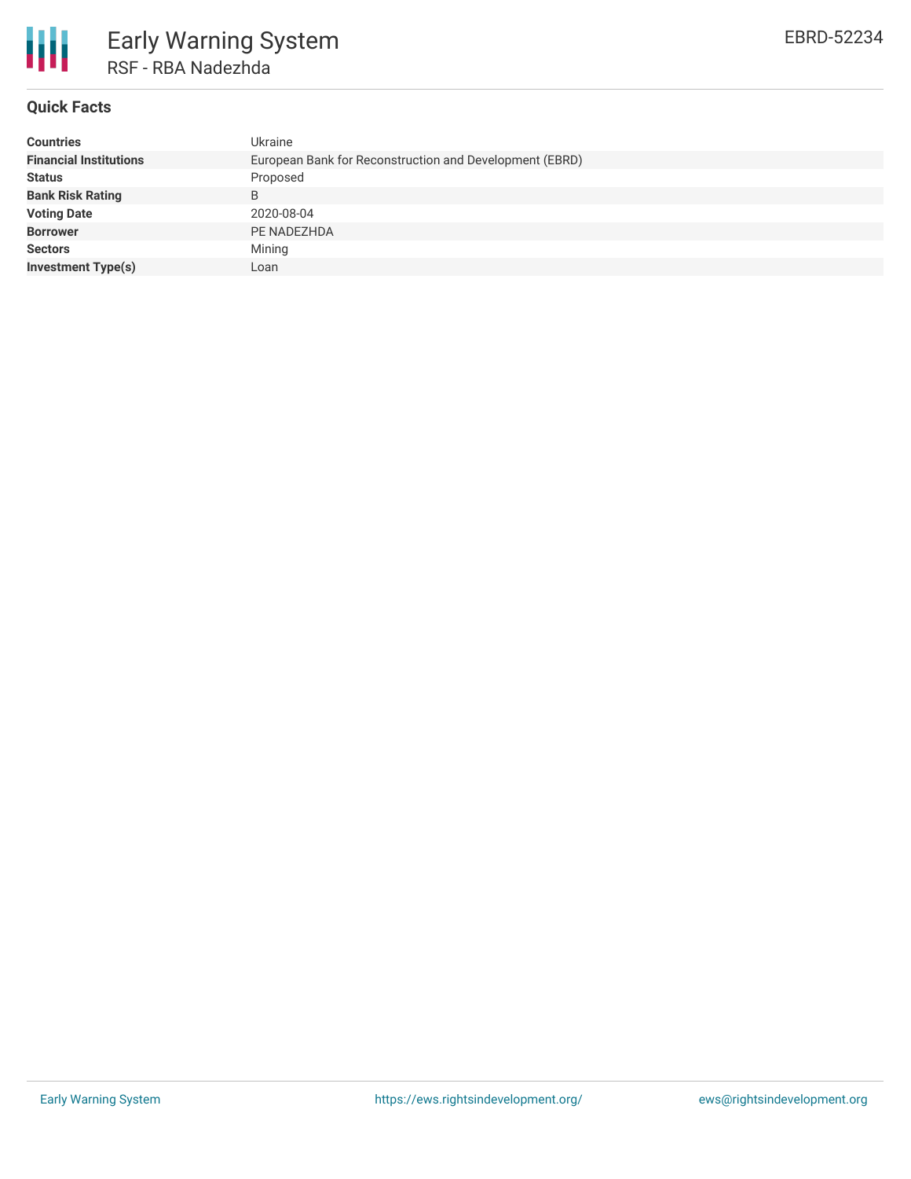# Early Warning System

## RSF - RBA Nadezhda

EBRD-52234

### Quick Facts

| | |
|---|---|
| **Countries** | Ukraine |
| **Financial Institutions** | European Bank for Reconstruction and Development (EBRD) |
| **Status** | Proposed |
| **Bank Risk Rating** | B |
| **Voting Date** | 2020-08-04 |
| **Borrower** | PE NADEZHDA |
| **Sectors** | Mining |
| **Investment Type(s)** | Loan |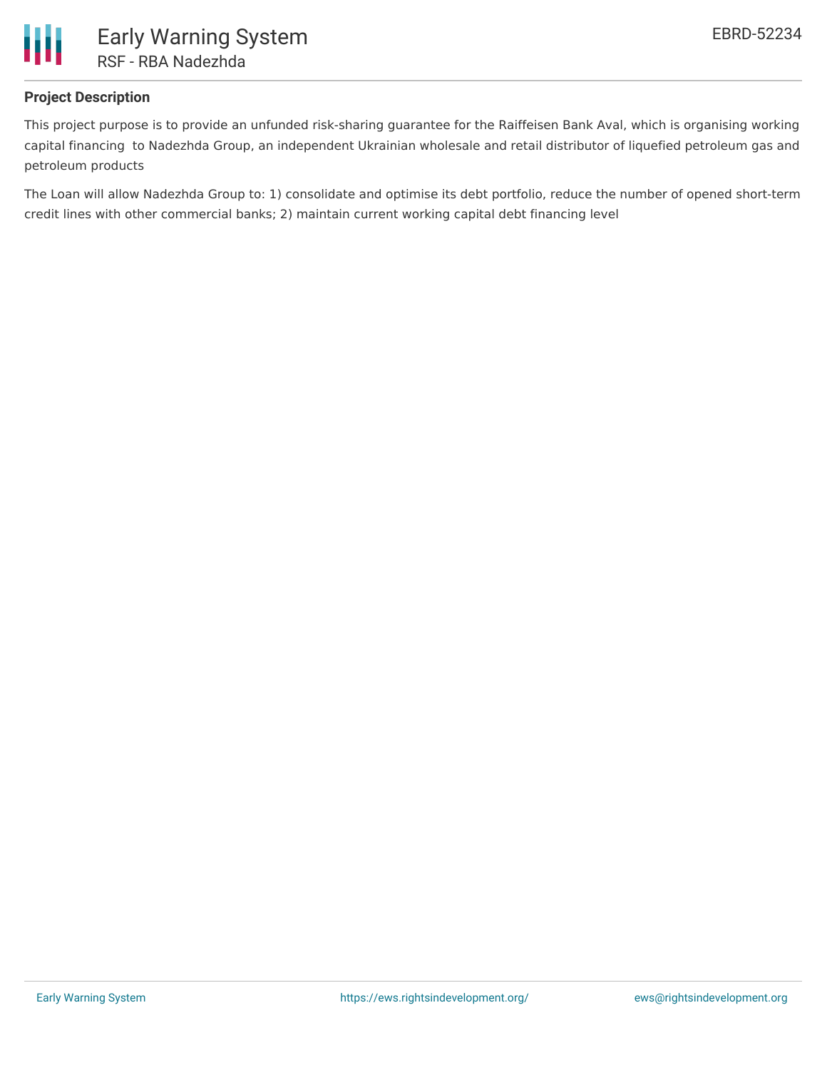## Project Description

This project purpose is to provide an unfunded risk-sharing guarantee for the Raiffeisen Bank Aval, which is organising working capital financing to Nadezhda Group, an independent Ukrainian wholesale and retail distributor of liquefied petroleum gas and petroleum products

The Loan will allow Nadezhda Group to: 1) consolidate and optimise its debt portfolio, reduce the number of opened short-term credit lines with other commercial banks; 2) maintain current working capital debt financing level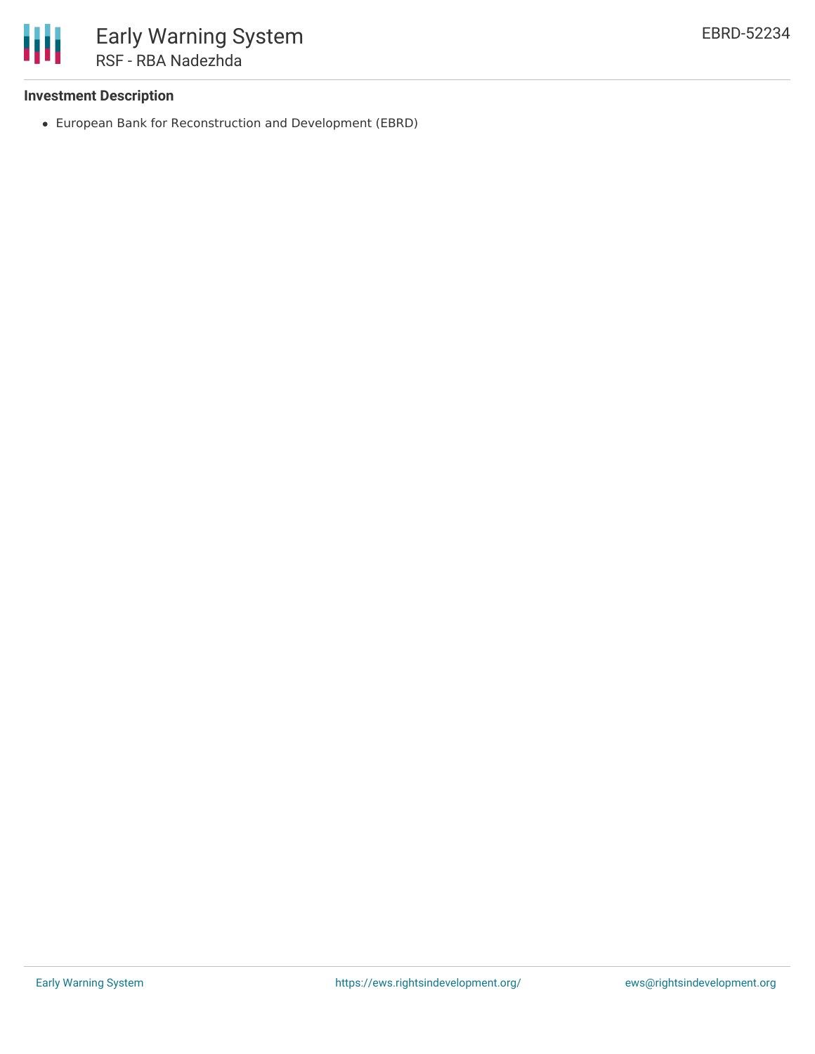### Investment Description

- European Bank for Reconstruction and Development (EBRD)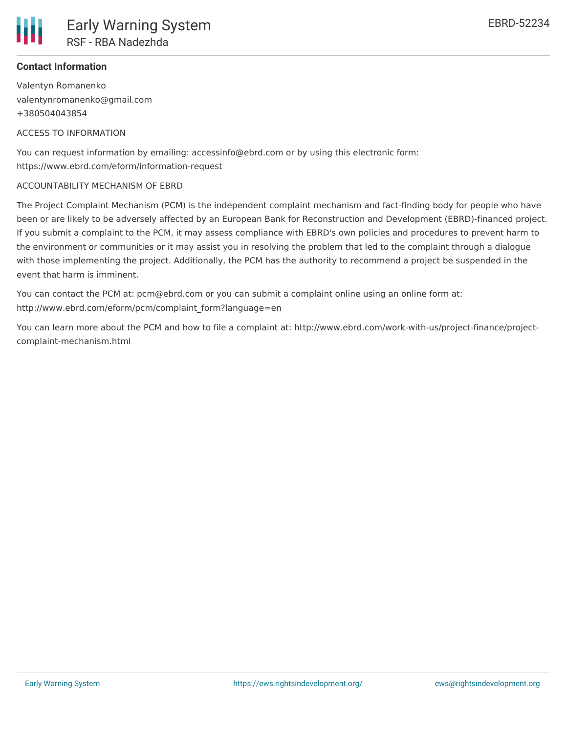### Contact Information

Valentyn Romanenko
valentynromanenko@gmail.com
+380504043854

ACCESS TO INFORMATION

You can request information by emailing: accessinfo@ebrd.com or by using this electronic form: https://www.ebrd.com/eform/information-request

ACCOUNTABILITY MECHANISM OF EBRD

The Project Complaint Mechanism (PCM) is the independent complaint mechanism and fact-finding body for people who have been or are likely to be adversely affected by an European Bank for Reconstruction and Development (EBRD)-financed project. If you submit a complaint to the PCM, it may assess compliance with EBRD's own policies and procedures to prevent harm to the environment or communities or it may assist you in resolving the problem that led to the complaint through a dialogue with those implementing the project. Additionally, the PCM has the authority to recommend a project be suspended in the event that harm is imminent.

You can contact the PCM at: pcm@ebrd.com or you can submit a complaint online using an online form at: http://www.ebrd.com/eform/pcm/complaint_form?language=en

You can learn more about the PCM and how to file a complaint at: http://www.ebrd.com/work-with-us/project-finance/project-complaint-mechanism.html